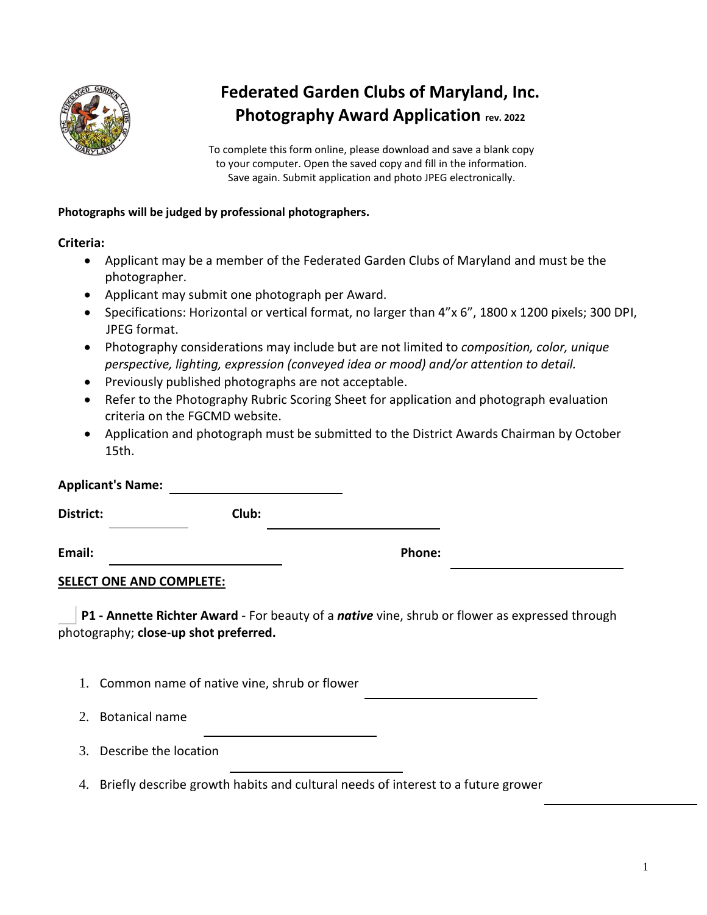# Federated Garden Clubs of Maryland, Inc.
## Photography Award Application rev. 2022

To complete this form online, please download and save a blank copy to your computer. Open the saved copy and fill in the information. Save again. Submit application and photo JPEG electronically.

**Photographs will be judged by professional photographers.**

**Criteria:**

- Applicant may be a member of the Federated Garden Clubs of Maryland and must be the photographer.
- Applicant may submit one photograph per Award.
- Specifications: Horizontal or vertical format, no larger than 4"x 6", 1800 x 1200 pixels; 300 DPI, JPEG format.
- Photography considerations may include but are not limited to *composition, color, unique perspective, lighting, expression (conveyed idea or mood) and/or attention to detail.*
- Previously published photographs are not acceptable.
- Refer to the Photography Rubric Scoring Sheet for application and photograph evaluation criteria on the FGCMD website.
- Application and photograph must be submitted to the District Awards Chairman by October 15th.

**Applicant's Name:** ______________________

**District:** __________ **Club:** ______________________

**Email:** ______________________ **Phone:** ______________________

**SELECT ONE AND COMPLETE:**

☐ **P1 - Annette Richter Award** - For beauty of a ***native*** vine, shrub or flower as expressed through photography; **close-up shot preferred.**

1. Common name of native vine, shrub or flower ______________________
2. Botanical name ______________________
3. Describe the location ______________________
4. Briefly describe growth habits and cultural needs of interest to a future grower ______________________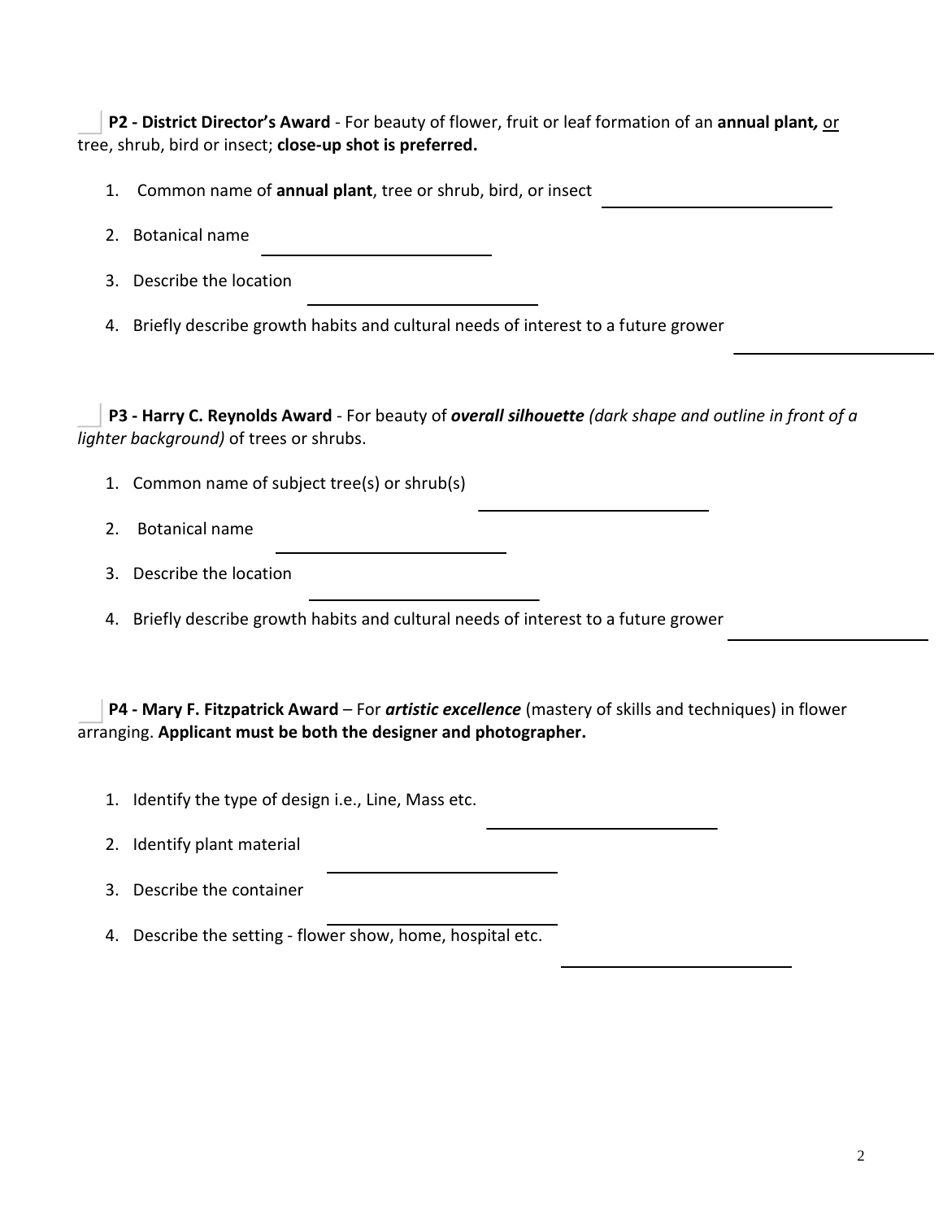**P2 - District Director's Award** - For beauty of flower, fruit or leaf formation of an **annual plant,** or tree, shrub, bird or insect; **close-up shot is preferred.**

1. Common name of **annual plant**, tree or shrub, bird, or insect ______________________
2. Botanical name ______________________
3. Describe the location ______________________
4. Briefly describe growth habits and cultural needs of interest to a future grower ______________________

**P3 - Harry C. Reynolds Award** - For beauty of ***overall silhouette*** *(dark shape and outline in front of a lighter background)* of trees or shrubs.

1. Common name of subject tree(s) or shrub(s) ______________________
2. Botanical name ______________________
3. Describe the location ______________________
4. Briefly describe growth habits and cultural needs of interest to a future grower ______________________

**P4 - Mary F. Fitzpatrick Award** – For ***artistic excellence*** (mastery of skills and techniques) in flower arranging. **Applicant must be both the designer and photographer.**

1. Identify the type of design i.e., Line, Mass etc. ______________________
2. Identify plant material ______________________
3. Describe the container ______________________
4. Describe the setting - flower show, home, hospital etc. ______________________